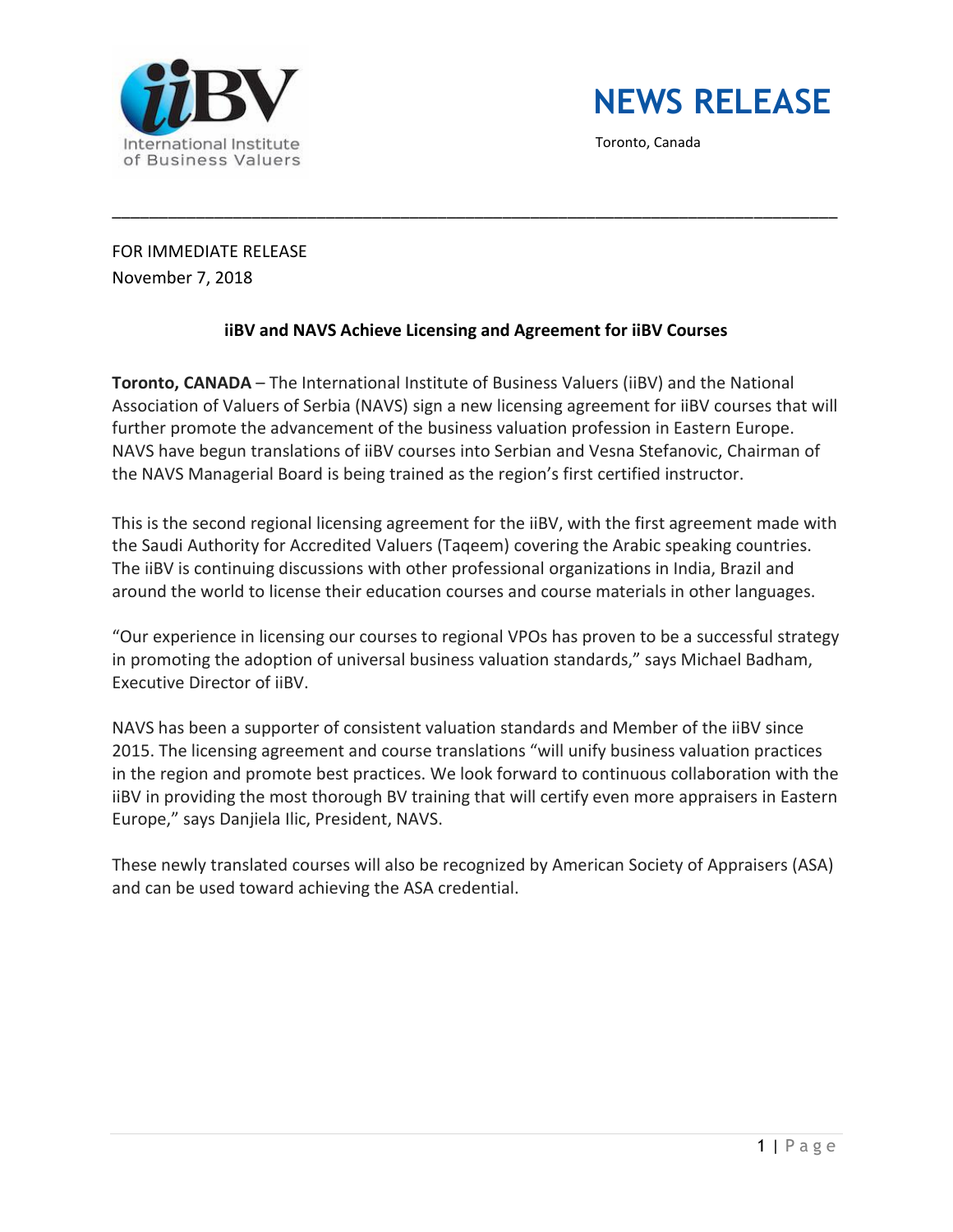iiBV
International Institute of Business Valuers

# NEWS RELEASE

Toronto, Canada

---

FOR IMMEDIATE RELEASE
November 7, 2018

**iiBV and NAVS Achieve Licensing and Agreement for iiBV Courses**

**Toronto, CANADA** – The International Institute of Business Valuers (iiBV) and the National Association of Valuers of Serbia (NAVS) sign a new licensing agreement for iiBV courses that will further promote the advancement of the business valuation profession in Eastern Europe. NAVS have begun translations of iiBV courses into Serbian and Vesna Stefanovic, Chairman of the NAVS Managerial Board is being trained as the region's first certified instructor.

This is the second regional licensing agreement for the iiBV, with the first agreement made with the Saudi Authority for Accredited Valuers (Taqeem) covering the Arabic speaking countries. The iiBV is continuing discussions with other professional organizations in India, Brazil and around the world to license their education courses and course materials in other languages.

"Our experience in licensing our courses to regional VPOs has proven to be a successful strategy in promoting the adoption of universal business valuation standards," says Michael Badham, Executive Director of iiBV.

NAVS has been a supporter of consistent valuation standards and Member of the iiBV since 2015. The licensing agreement and course translations "will unify business valuation practices in the region and promote best practices. We look forward to continuous collaboration with the iiBV in providing the most thorough BV training that will certify even more appraisers in Eastern Europe," says Danjiela Ilic, President, NAVS.

These newly translated courses will also be recognized by American Society of Appraisers (ASA) and can be used toward achieving the ASA credential.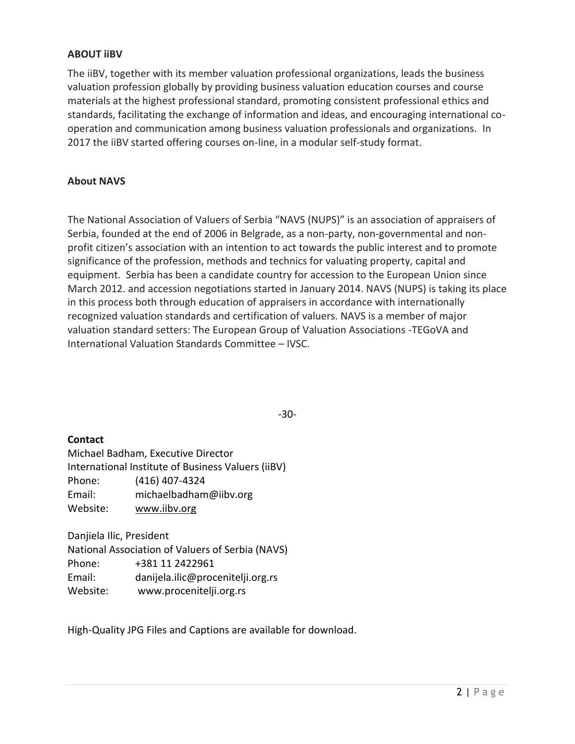**ABOUT iiBV**

The iiBV, together with its member valuation professional organizations, leads the business valuation profession globally by providing business valuation education courses and course materials at the highest professional standard, promoting consistent professional ethics and standards, facilitating the exchange of information and ideas, and encouraging international co-operation and communication among business valuation professionals and organizations. In 2017 the iiBV started offering courses on-line, in a modular self-study format.

**About NAVS**

The National Association of Valuers of Serbia "NAVS (NUPS)" is an association of appraisers of Serbia, founded at the end of 2006 in Belgrade, as a non-party, non-governmental and non-profit citizen's association with an intention to act towards the public interest and to promote significance of the profession, methods and technics for valuating property, capital and equipment. Serbia has been a candidate country for accession to the European Union since March 2012. and accession negotiations started in January 2014. NAVS (NUPS) is taking its place in this process both through education of appraisers in accordance with internationally recognized valuation standards and certification of valuers. NAVS is a member of major valuation standard setters: The European Group of Valuation Associations -TEGoVA and International Valuation Standards Committee – IVSC.

-30-

**Contact**

Michael Badham, Executive Director
International Institute of Business Valuers (iiBV)
Phone: (416) 407-4324
Email: michaelbadham@iibv.org
Website: www.iibv.org

Danjiela Ilic, President
National Association of Valuers of Serbia (NAVS)
Phone: +381 11 2422961
Email: danijela.ilic@procenitelji.org.rs
Website: www.procenitelji.org.rs

High-Quality JPG Files and Captions are available for download.